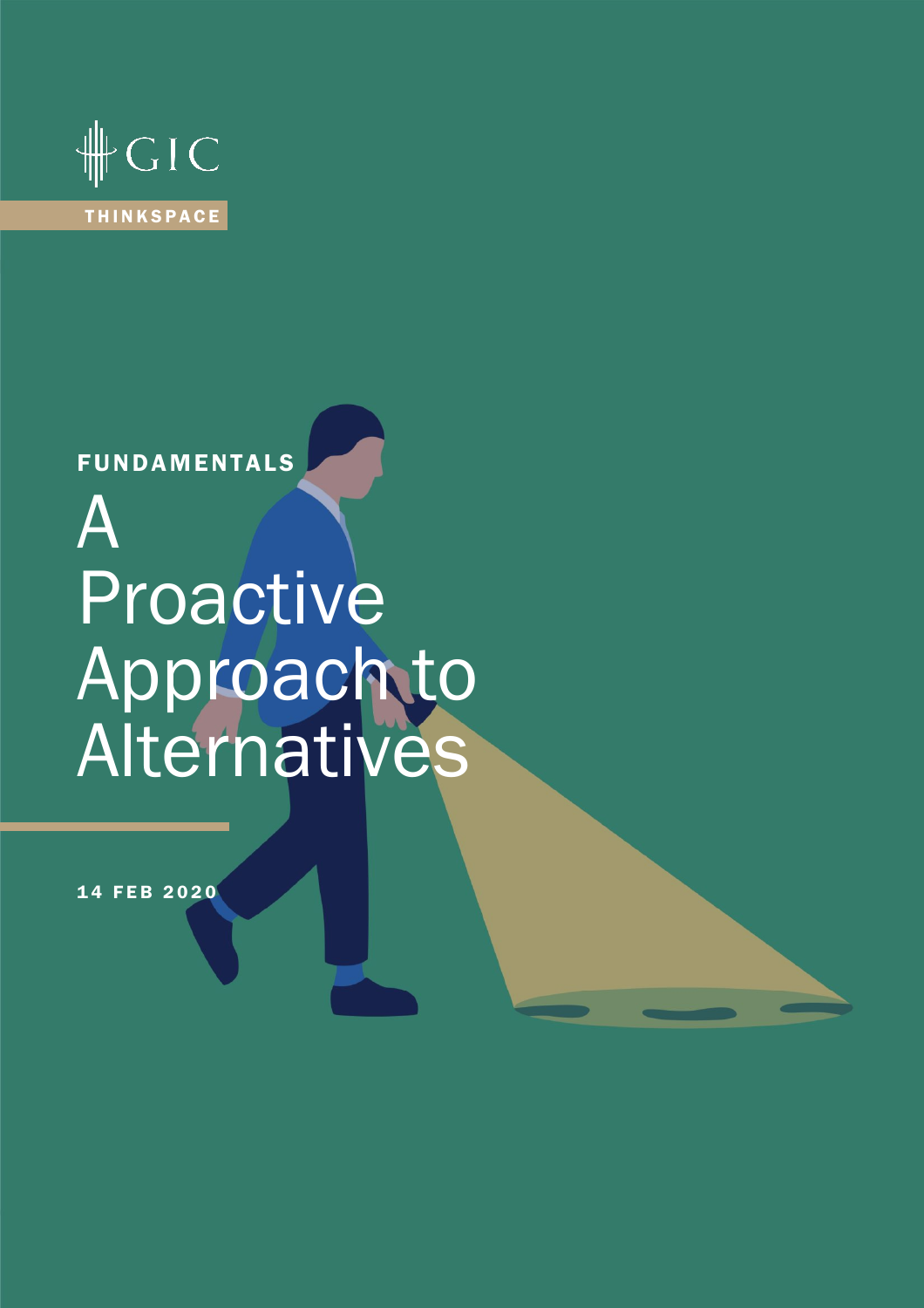GIC

THINKSPACE

FUNDAMENTALS

# A Proactive Approach to Alternatives

14 FEB 2020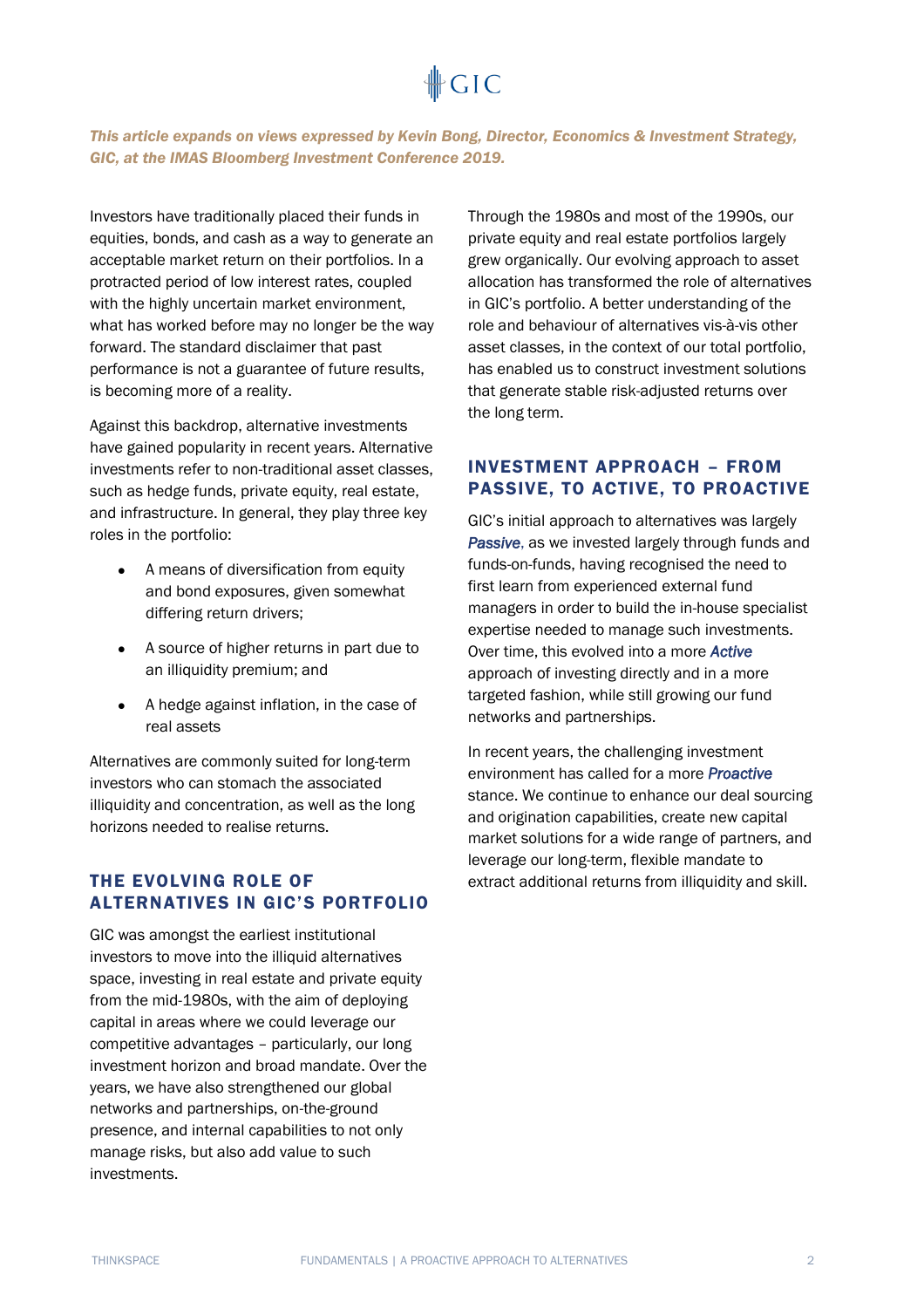*This article expands on views expressed by Kevin Bong, Director, Economics & Investment Strategy, GIC, at the IMAS Bloomberg Investment Conference 2019.*

Investors have traditionally placed their funds in equities, bonds, and cash as a way to generate an acceptable market return on their portfolios. In a protracted period of low interest rates, coupled with the highly uncertain market environment, what has worked before may no longer be the way forward. The standard disclaimer that past performance is not a guarantee of future results, is becoming more of a reality.

Against this backdrop, alternative investments have gained popularity in recent years. Alternative investments refer to non-traditional asset classes, such as hedge funds, private equity, real estate, and infrastructure. In general, they play three key roles in the portfolio:

- A means of diversification from equity and bond exposures, given somewhat differing return drivers;
- A source of higher returns in part due to an illiquidity premium; and
- A hedge against inflation, in the case of real assets

Alternatives are commonly suited for long-term investors who can stomach the associated illiquidity and concentration, as well as the long horizons needed to realise returns.

## THE EVOLVING ROLE OF ALTERNATIVES IN GIC'S PORTFOLIO

GIC was amongst the earliest institutional investors to move into the illiquid alternatives space, investing in real estate and private equity from the mid-1980s, with the aim of deploying capital in areas where we could leverage our competitive advantages – particularly, our long investment horizon and broad mandate. Over the years, we have also strengthened our global networks and partnerships, on-the-ground presence, and internal capabilities to not only manage risks, but also add value to such investments.

Through the 1980s and most of the 1990s, our private equity and real estate portfolios largely grew organically. Our evolving approach to asset allocation has transformed the role of alternatives in GIC's portfolio. A better understanding of the role and behaviour of alternatives vis-à-vis other asset classes, in the context of our total portfolio, has enabled us to construct investment solutions that generate stable risk-adjusted returns over the long term.

## INVESTMENT APPROACH – FROM PASSIVE, TO ACTIVE, TO PROACTIVE

GIC's initial approach to alternatives was largely ***Passive***, as we invested largely through funds and funds-on-funds, having recognised the need to first learn from experienced external fund managers in order to build the in-house specialist expertise needed to manage such investments. Over time, this evolved into a more ***Active*** approach of investing directly and in a more targeted fashion, while still growing our fund networks and partnerships.

In recent years, the challenging investment environment has called for a more ***Proactive*** stance. We continue to enhance our deal sourcing and origination capabilities, create new capital market solutions for a wide range of partners, and leverage our long-term, flexible mandate to extract additional returns from illiquidity and skill.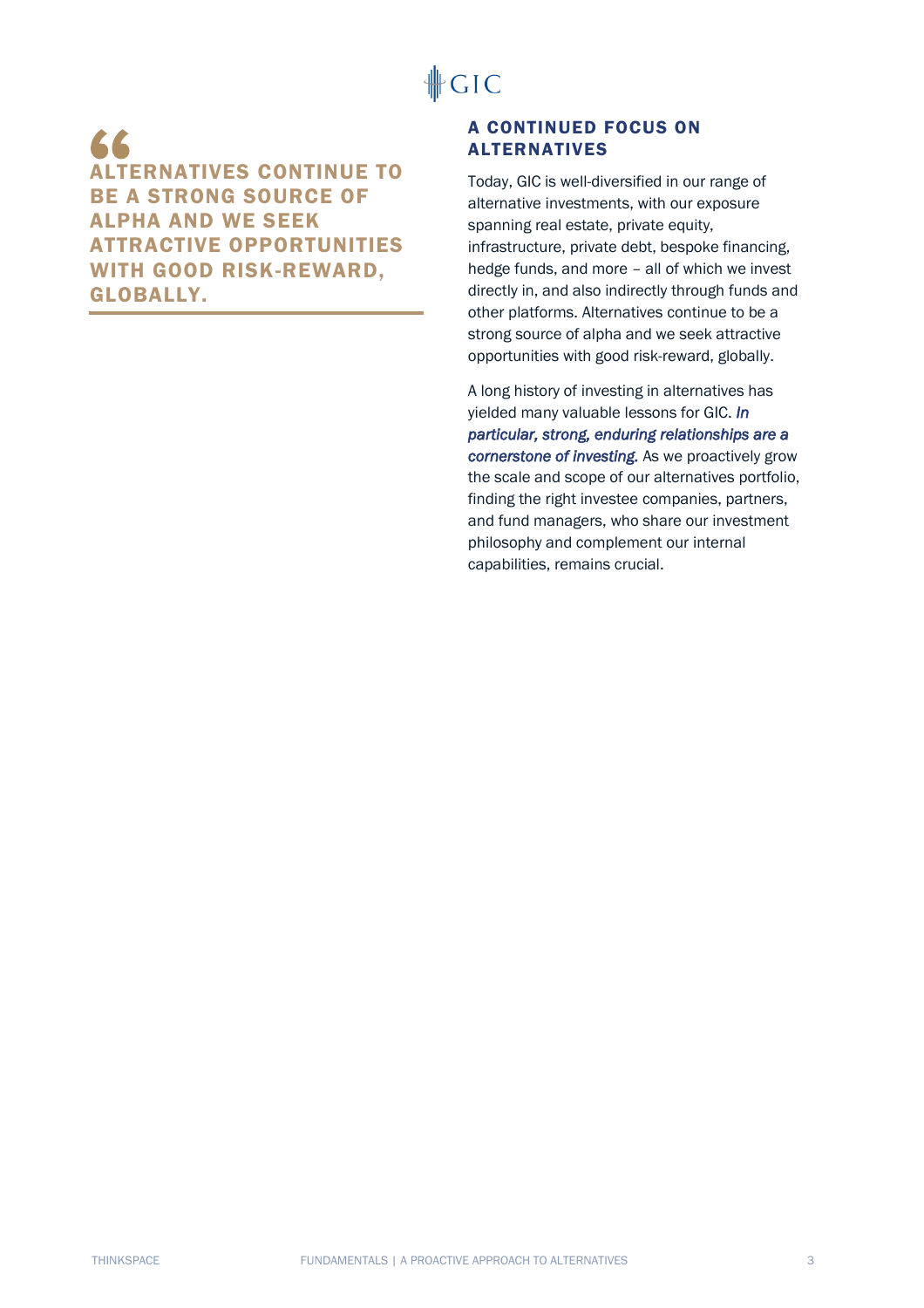> **ALTERNATIVES CONTINUE TO BE A STRONG SOURCE OF ALPHA AND WE SEEK ATTRACTIVE OPPORTUNITIES WITH GOOD RISK-REWARD, GLOBALLY.**

## A CONTINUED FOCUS ON ALTERNATIVES

Today, GIC is well-diversified in our range of alternative investments, with our exposure spanning real estate, private equity, infrastructure, private debt, bespoke financing, hedge funds, and more – all of which we invest directly in, and also indirectly through funds and other platforms. Alternatives continue to be a strong source of alpha and we seek attractive opportunities with good risk-reward, globally.

A long history of investing in alternatives has yielded many valuable lessons for GIC. *In particular, strong, enduring relationships are a cornerstone of investing.* As we proactively grow the scale and scope of our alternatives portfolio, finding the right investee companies, partners, and fund managers, who share our investment philosophy and complement our internal capabilities, remains crucial.